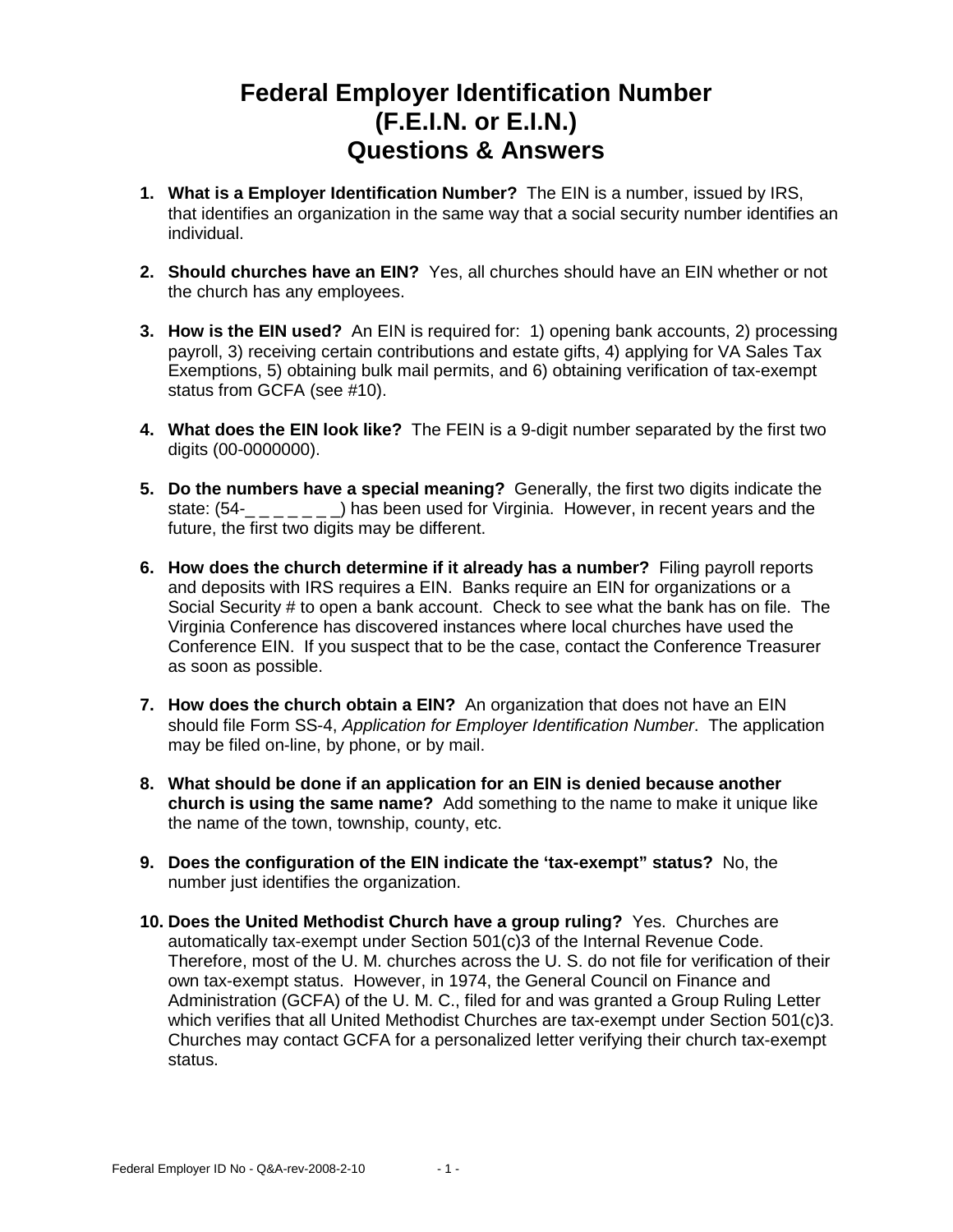# Federal Employer Identification Number (F.E.I.N. or E.I.N.) Questions & Answers

1. **What is a Employer Identification Number?** The EIN is a number, issued by IRS, that identifies an organization in the same way that a social security number identifies an individual.

2. **Should churches have an EIN?** Yes, all churches should have an EIN whether or not the church has any employees.

3. **How is the EIN used?** An EIN is required for: 1) opening bank accounts, 2) processing payroll, 3) receiving certain contributions and estate gifts, 4) applying for VA Sales Tax Exemptions, 5) obtaining bulk mail permits, and 6) obtaining verification of tax-exempt status from GCFA (see #10).

4. **What does the EIN look like?** The FEIN is a 9-digit number separated by the first two digits (00-0000000).

5. **Do the numbers have a special meaning?** Generally, the first two digits indicate the state: (54-_ _ _ _ _ _ _) has been used for Virginia. However, in recent years and the future, the first two digits may be different.

6. **How does the church determine if it already has a number?** Filing payroll reports and deposits with IRS requires a EIN. Banks require an EIN for organizations or a Social Security # to open a bank account. Check to see what the bank has on file. The Virginia Conference has discovered instances where local churches have used the Conference EIN. If you suspect that to be the case, contact the Conference Treasurer as soon as possible.

7. **How does the church obtain a EIN?** An organization that does not have an EIN should file Form SS-4, *Application for Employer Identification Number*. The application may be filed on-line, by phone, or by mail.

8. **What should be done if an application for an EIN is denied because another church is using the same name?** Add something to the name to make it unique like the name of the town, township, county, etc.

9. **Does the configuration of the EIN indicate the 'tax-exempt" status?** No, the number just identifies the organization.

10. **Does the United Methodist Church have a group ruling?** Yes. Churches are automatically tax-exempt under Section 501(c)3 of the Internal Revenue Code. Therefore, most of the U. M. churches across the U. S. do not file for verification of their own tax-exempt status. However, in 1974, the General Council on Finance and Administration (GCFA) of the U. M. C., filed for and was granted a Group Ruling Letter which verifies that all United Methodist Churches are tax-exempt under Section 501(c)3. Churches may contact GCFA for a personalized letter verifying their church tax-exempt status.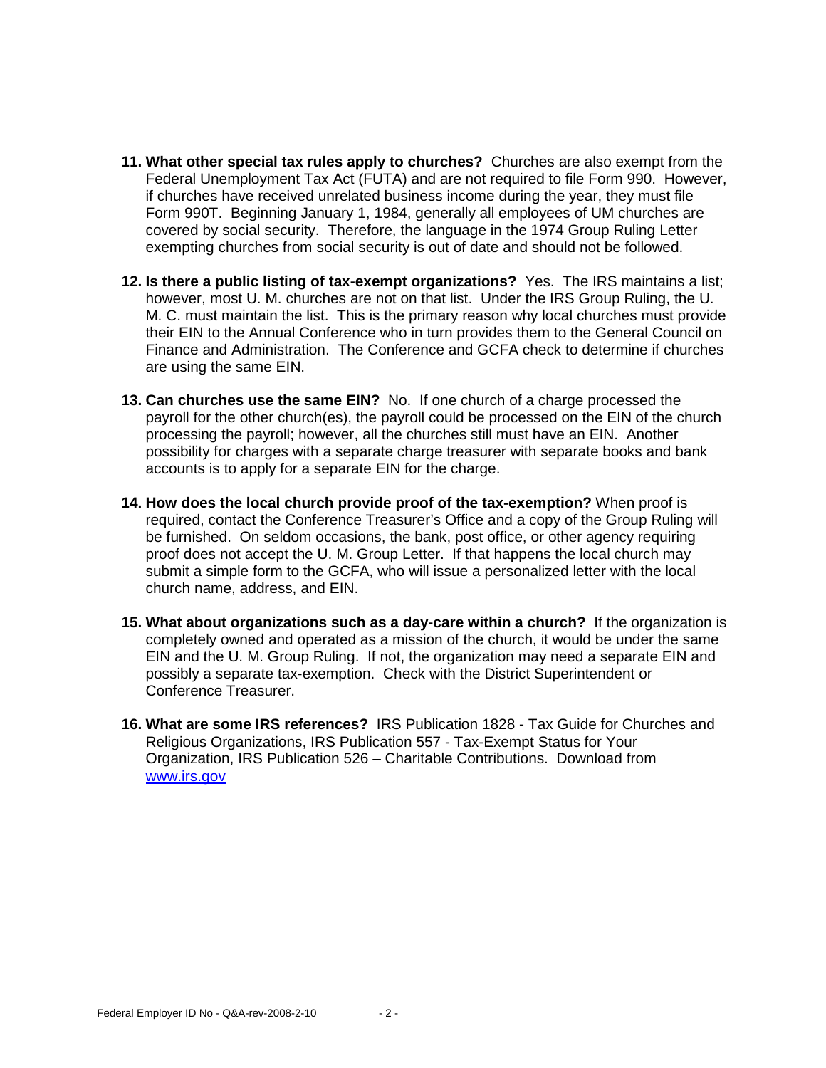11. **What other special tax rules apply to churches?** Churches are also exempt from the Federal Unemployment Tax Act (FUTA) and are not required to file Form 990. However, if churches have received unrelated business income during the year, they must file Form 990T. Beginning January 1, 1984, generally all employees of UM churches are covered by social security. Therefore, the language in the 1974 Group Ruling Letter exempting churches from social security is out of date and should not be followed.

12. **Is there a public listing of tax-exempt organizations?** Yes. The IRS maintains a list; however, most U. M. churches are not on that list. Under the IRS Group Ruling, the U. M. C. must maintain the list. This is the primary reason why local churches must provide their EIN to the Annual Conference who in turn provides them to the General Council on Finance and Administration. The Conference and GCFA check to determine if churches are using the same EIN.

13. **Can churches use the same EIN?** No. If one church of a charge processed the payroll for the other church(es), the payroll could be processed on the EIN of the church processing the payroll; however, all the churches still must have an EIN. Another possibility for charges with a separate charge treasurer with separate books and bank accounts is to apply for a separate EIN for the charge.

14. **How does the local church provide proof of the tax-exemption?** When proof is required, contact the Conference Treasurer's Office and a copy of the Group Ruling will be furnished. On seldom occasions, the bank, post office, or other agency requiring proof does not accept the U. M. Group Letter. If that happens the local church may submit a simple form to the GCFA, who will issue a personalized letter with the local church name, address, and EIN.

15. **What about organizations such as a day-care within a church?** If the organization is completely owned and operated as a mission of the church, it would be under the same EIN and the U. M. Group Ruling. If not, the organization may need a separate EIN and possibly a separate tax-exemption. Check with the District Superintendent or Conference Treasurer.

16. **What are some IRS references?** IRS Publication 1828 - Tax Guide for Churches and Religious Organizations, IRS Publication 557 - Tax-Exempt Status for Your Organization, IRS Publication 526 – Charitable Contributions. Download from [www.irs.gov](http://www.irs.gov)